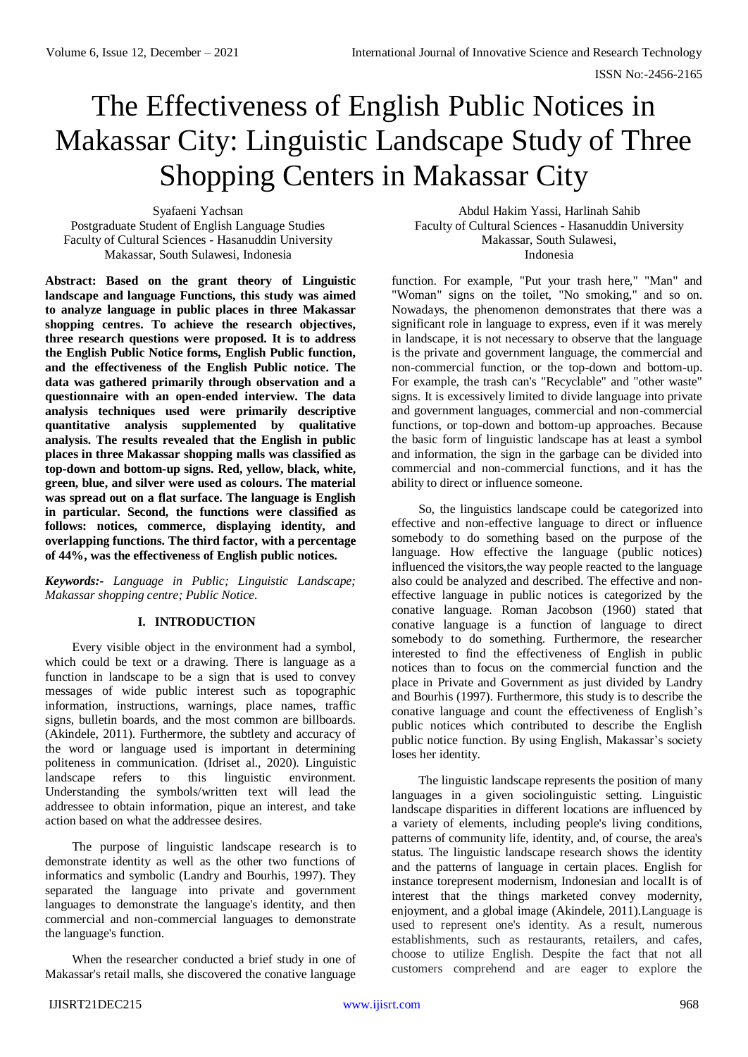# The Effectiveness of English Public Notices in Makassar City: Linguistic Landscape Study of Three Shopping Centers in Makassar City

Syafaeni Yachsan
Postgraduate Student of English Language Studies
Faculty of Cultural Sciences - Hasanuddin University
Makassar, South Sulawesi, Indonesia

Abdul Hakim Yassi, Harlinah Sahib
Faculty of Cultural Sciences - Hasanuddin University
Makassar, South Sulawesi,
Indonesia

**Abstract: Based on the grant theory of Linguistic landscape and language Functions, this study was aimed to analyze language in public places in three Makassar shopping centres. To achieve the research objectives, three research questions were proposed. It is to address the English Public Notice forms, English Public function, and the effectiveness of the English Public notice. The data was gathered primarily through observation and a questionnaire with an open-ended interview. The data analysis techniques used were primarily descriptive quantitative analysis supplemented by qualitative analysis. The results revealed that the English in public places in three Makassar shopping malls was classified as top-down and bottom-up signs. Red, yellow, black, white, green, blue, and silver were used as colours. The material was spread out on a flat surface. The language is English in particular. Second, the functions were classified as follows: notices, commerce, displaying identity, and overlapping functions. The third factor, with a percentage of 44%, was the effectiveness of English public notices.**

***Keywords:-*** *Language in Public; Linguistic Landscape; Makassar shopping centre; Public Notice.*

## I. INTRODUCTION

Every visible object in the environment had a symbol, which could be text or a drawing. There is language as a function in landscape to be a sign that is used to convey messages of wide public interest such as topographic information, instructions, warnings, place names, traffic signs, bulletin boards, and the most common are billboards. (Akindele, 2011). Furthermore, the subtlety and accuracy of the word or language used is important in determining politeness in communication. (Idriset al., 2020). Linguistic landscape refers to this linguistic environment. Understanding the symbols/written text will lead the addressee to obtain information, pique an interest, and take action based on what the addressee desires.

The purpose of linguistic landscape research is to demonstrate identity as well as the other two functions of informatics and symbolic (Landry and Bourhis, 1997). They separated the language into private and government languages to demonstrate the language's identity, and then commercial and non-commercial languages to demonstrate the language's function.

When the researcher conducted a brief study in one of Makassar's retail malls, she discovered the conative language function. For example, "Put your trash here," "Man" and "Woman" signs on the toilet, "No smoking," and so on. Nowadays, the phenomenon demonstrates that there was a significant role in language to express, even if it was merely in landscape, it is not necessary to observe that the language is the private and government language, the commercial and non-commercial function, or the top-down and bottom-up. For example, the trash can's "Recyclable" and "other waste" signs. It is excessively limited to divide language into private and government languages, commercial and non-commercial functions, or top-down and bottom-up approaches. Because the basic form of linguistic landscape has at least a symbol and information, the sign in the garbage can be divided into commercial and non-commercial functions, and it has the ability to direct or influence someone.

So, the linguistics landscape could be categorized into effective and non-effective language to direct or influence somebody to do something based on the purpose of the language. How effective the language (public notices) influenced the visitors,the way people reacted to the language also could be analyzed and described. The effective and non-effective language in public notices is categorized by the conative language. Roman Jacobson (1960) stated that conative language is a function of language to direct somebody to do something. Furthermore, the researcher interested to find the effectiveness of English in public notices than to focus on the commercial function and the place in Private and Government as just divided by Landry and Bourhis (1997). Furthermore, this study is to describe the conative language and count the effectiveness of English's public notices which contributed to describe the English public notice function. By using English, Makassar's society loses her identity.

The linguistic landscape represents the position of many languages in a given sociolinguistic setting. Linguistic landscape disparities in different locations are influenced by a variety of elements, including people's living conditions, patterns of community life, identity, and, of course, the area's status. The linguistic landscape research shows the identity and the patterns of language in certain places. English for instance torepresent modernism, Indonesian and localIt is of interest that the things marketed convey modernity, enjoyment, and a global image (Akindele, 2011).Language is used to represent one's identity. As a result, numerous establishments, such as restaurants, retailers, and cafes, choose to utilize English. Despite the fact that not all customers comprehend and are eager to explore the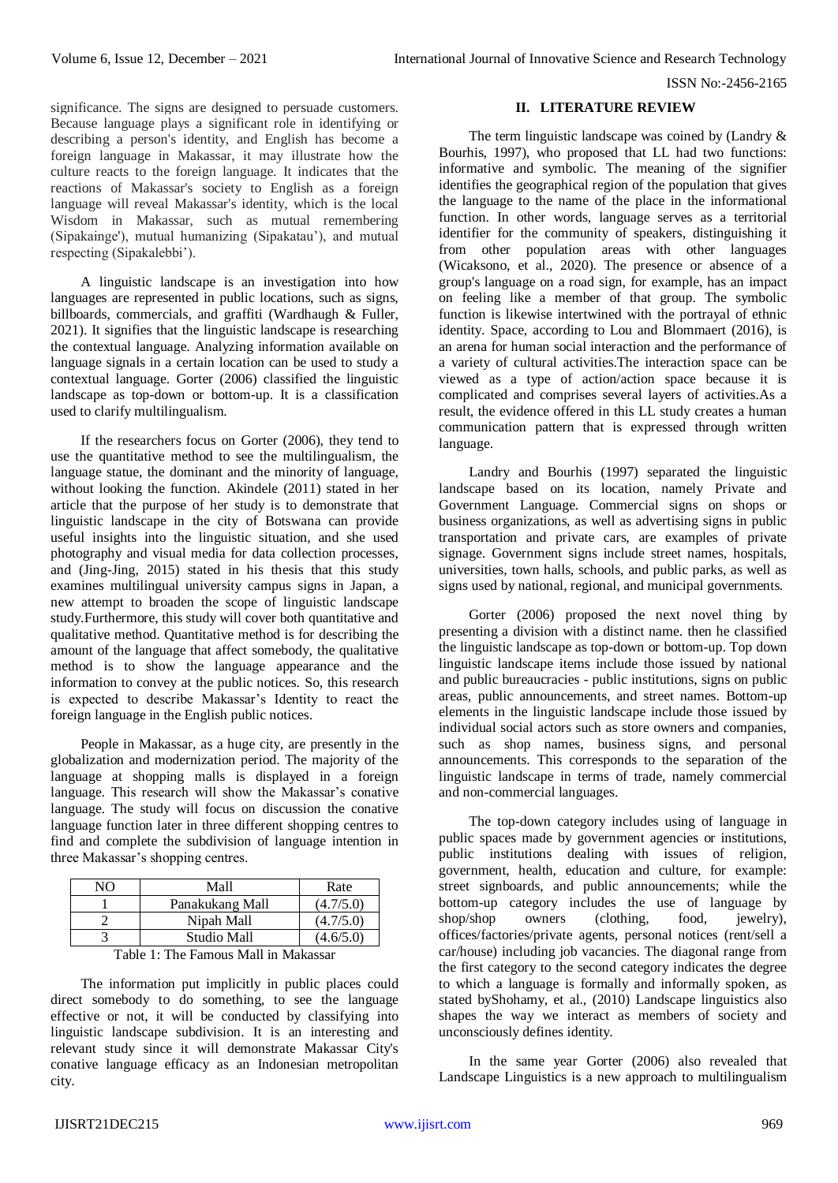significance. The signs are designed to persuade customers. Because language plays a significant role in identifying or describing a person's identity, and English has become a foreign language in Makassar, it may illustrate how the culture reacts to the foreign language. It indicates that the reactions of Makassar's society to English as a foreign language will reveal Makassar's identity, which is the local Wisdom in Makassar, such as mutual remembering (Sipakainge'), mutual humanizing (Sipakatau'), and mutual respecting (Sipakalebbi').

A linguistic landscape is an investigation into how languages are represented in public locations, such as signs, billboards, commercials, and graffiti (Wardhaugh & Fuller, 2021). It signifies that the linguistic landscape is researching the contextual language. Analyzing information available on language signals in a certain location can be used to study a contextual language. Gorter (2006) classified the linguistic landscape as top-down or bottom-up. It is a classification used to clarify multilingualism.

If the researchers focus on Gorter (2006), they tend to use the quantitative method to see the multilingualism, the language statue, the dominant and the minority of language, without looking the function. Akindele (2011) stated in her article that the purpose of her study is to demonstrate that linguistic landscape in the city of Botswana can provide useful insights into the linguistic situation, and she used photography and visual media for data collection processes, and (Jing-Jing, 2015) stated in his thesis that this study examines multilingual university campus signs in Japan, a new attempt to broaden the scope of linguistic landscape study.Furthermore, this study will cover both quantitative and qualitative method. Quantitative method is for describing the amount of the language that affect somebody, the qualitative method is to show the language appearance and the information to convey at the public notices. So, this research is expected to describe Makassar's Identity to react the foreign language in the English public notices.

People in Makassar, as a huge city, are presently in the globalization and modernization period. The majority of the language at shopping malls is displayed in a foreign language. This research will show the Makassar's conative language. The study will focus on discussion the conative language function later in three different shopping centres to find and complete the subdivision of language intention in three Makassar's shopping centres.

| NO | Mall | Rate |
|---|---|---|
| 1 | Panakukang Mall | (4.7/5.0) |
| 2 | Nipah Mall | (4.7/5.0) |
| 3 | Studio Mall | (4.6/5.0) |

Table 1: The Famous Mall in Makassar

The information put implicitly in public places could direct somebody to do something, to see the language effective or not, it will be conducted by classifying into linguistic landscape subdivision. It is an interesting and relevant study since it will demonstrate Makassar City's conative language efficacy as an Indonesian metropolitan city.

## II. LITERATURE REVIEW

The term linguistic landscape was coined by (Landry & Bourhis, 1997), who proposed that LL had two functions: informative and symbolic. The meaning of the signifier identifies the geographical region of the population that gives the language to the name of the place in the informational function. In other words, language serves as a territorial identifier for the community of speakers, distinguishing it from other population areas with other languages (Wicaksono, et al., 2020). The presence or absence of a group's language on a road sign, for example, has an impact on feeling like a member of that group. The symbolic function is likewise intertwined with the portrayal of ethnic identity. Space, according to Lou and Blommaert (2016), is an arena for human social interaction and the performance of a variety of cultural activities.The interaction space can be viewed as a type of action/action space because it is complicated and comprises several layers of activities.As a result, the evidence offered in this LL study creates a human communication pattern that is expressed through written language.

Landry and Bourhis (1997) separated the linguistic landscape based on its location, namely Private and Government Language. Commercial signs on shops or business organizations, as well as advertising signs in public transportation and private cars, are examples of private signage. Government signs include street names, hospitals, universities, town halls, schools, and public parks, as well as signs used by national, regional, and municipal governments.

Gorter (2006) proposed the next novel thing by presenting a division with a distinct name. then he classified the linguistic landscape as top-down or bottom-up. Top down linguistic landscape items include those issued by national and public bureaucracies - public institutions, signs on public areas, public announcements, and street names. Bottom-up elements in the linguistic landscape include those issued by individual social actors such as store owners and companies, such as shop names, business signs, and personal announcements. This corresponds to the separation of the linguistic landscape in terms of trade, namely commercial and non-commercial languages.

The top-down category includes using of language in public spaces made by government agencies or institutions, public institutions dealing with issues of religion, government, health, education and culture, for example: street signboards, and public announcements; while the bottom-up category includes the use of language by shop/shop owners (clothing, food, jewelry), offices/factories/private agents, personal notices (rent/sell a car/house) including job vacancies. The diagonal range from the first category to the second category indicates the degree to which a language is formally and informally spoken, as stated byShohamy, et al., (2010) Landscape linguistics also shapes the way we interact as members of society and unconsciously defines identity.

In the same year Gorter (2006) also revealed that Landscape Linguistics is a new approach to multilingualism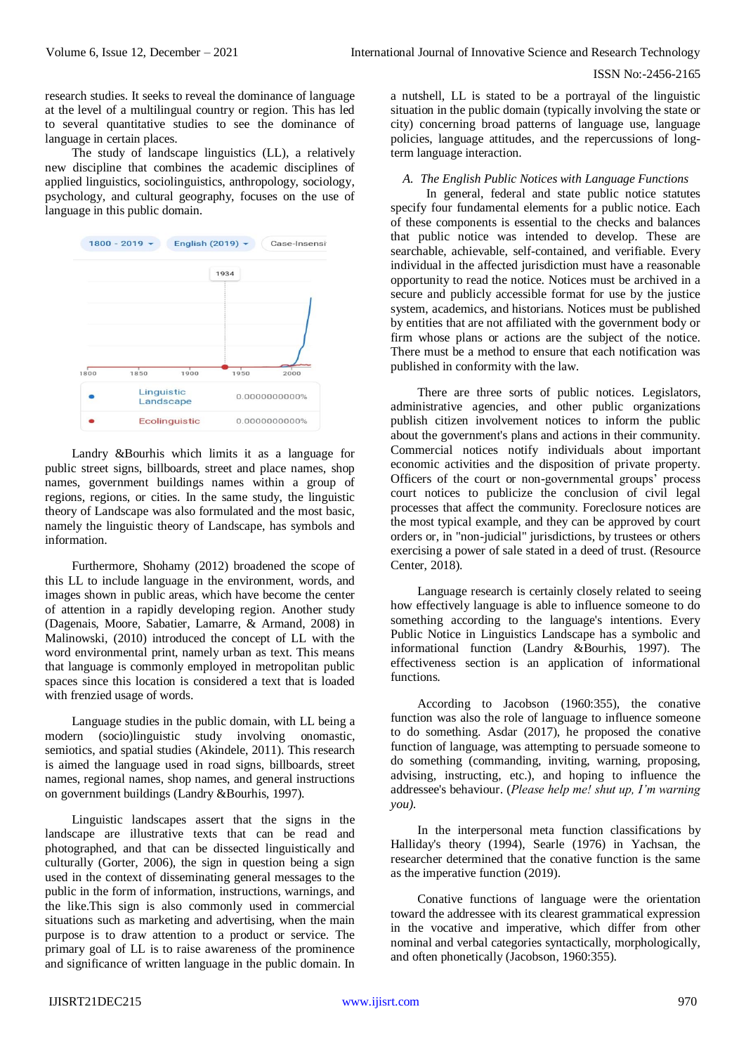research studies. It seeks to reveal the dominance of language at the level of a multilingual country or region. This has led to several quantitative studies to see the dominance of language in certain places.

The study of landscape linguistics (LL), a relatively new discipline that combines the academic disciplines of applied linguistics, sociolinguistics, anthropology, sociology, psychology, and cultural geography, focuses on the use of language in this public domain.

Landry &Bourhis which limits it as a language for public street signs, billboards, street and place names, shop names, government buildings names within a group of regions, regions, or cities. In the same study, the linguistic theory of Landscape was also formulated and the most basic, namely the linguistic theory of Landscape, has symbols and information.

Furthermore, Shohamy (2012) broadened the scope of this LL to include language in the environment, words, and images shown in public areas, which have become the center of attention in a rapidly developing region. Another study (Dagenais, Moore, Sabatier, Lamarre, & Armand, 2008) in Malinowski, (2010) introduced the concept of LL with the word environmental print, namely urban as text. This means that language is commonly employed in metropolitan public spaces since this location is considered a text that is loaded with frenzied usage of words.

Language studies in the public domain, with LL being a modern (socio)linguistic study involving onomastic, semiotics, and spatial studies (Akindele, 2011). This research is aimed the language used in road signs, billboards, street names, regional names, shop names, and general instructions on government buildings (Landry &Bourhis, 1997).

Linguistic landscapes assert that the signs in the landscape are illustrative texts that can be read and photographed, and that can be dissected linguistically and culturally (Gorter, 2006), the sign in question being a sign used in the context of disseminating general messages to the public in the form of information, instructions, warnings, and the like.This sign is also commonly used in commercial situations such as marketing and advertising, when the main purpose is to draw attention to a product or service. The primary goal of LL is to raise awareness of the prominence and significance of written language in the public domain. In a nutshell, LL is stated to be a portrayal of the linguistic situation in the public domain (typically involving the state or city) concerning broad patterns of language use, language policies, language attitudes, and the repercussions of long-term language interaction.

### A. The English Public Notices with Language Functions

In general, federal and state public notice statutes specify four fundamental elements for a public notice. Each of these components is essential to the checks and balances that public notice was intended to develop. These are searchable, achievable, self-contained, and verifiable. Every individual in the affected jurisdiction must have a reasonable opportunity to read the notice. Notices must be archived in a secure and publicly accessible format for use by the justice system, academics, and historians. Notices must be published by entities that are not affiliated with the government body or firm whose plans or actions are the subject of the notice. There must be a method to ensure that each notification was published in conformity with the law.

There are three sorts of public notices. Legislators, administrative agencies, and other public organizations publish citizen involvement notices to inform the public about the government's plans and actions in their community. Commercial notices notify individuals about important economic activities and the disposition of private property. Officers of the court or non-governmental groups' process court notices to publicize the conclusion of civil legal processes that affect the community. Foreclosure notices are the most typical example, and they can be approved by court orders or, in "non-judicial" jurisdictions, by trustees or others exercising a power of sale stated in a deed of trust. (Resource Center, 2018).

Language research is certainly closely related to seeing how effectively language is able to influence someone to do something according to the language's intentions. Every Public Notice in Linguistics Landscape has a symbolic and informational function (Landry &Bourhis, 1997). The effectiveness section is an application of informational functions.

According to Jacobson (1960:355), the conative function was also the role of language to influence someone to do something. Asdar (2017), he proposed the conative function of language, was attempting to persuade someone to do something (commanding, inviting, warning, proposing, advising, instructing, etc.), and hoping to influence the addressee's behaviour. (*Please help me! shut up, I'm warning you).*

In the interpersonal meta function classifications by Halliday's theory (1994), Searle (1976) in Yachsan, the researcher determined that the conative function is the same as the imperative function (2019).

Conative functions of language were the orientation toward the addressee with its clearest grammatical expression in the vocative and imperative, which differ from other nominal and verbal categories syntactically, morphologically, and often phonetically (Jacobson, 1960:355).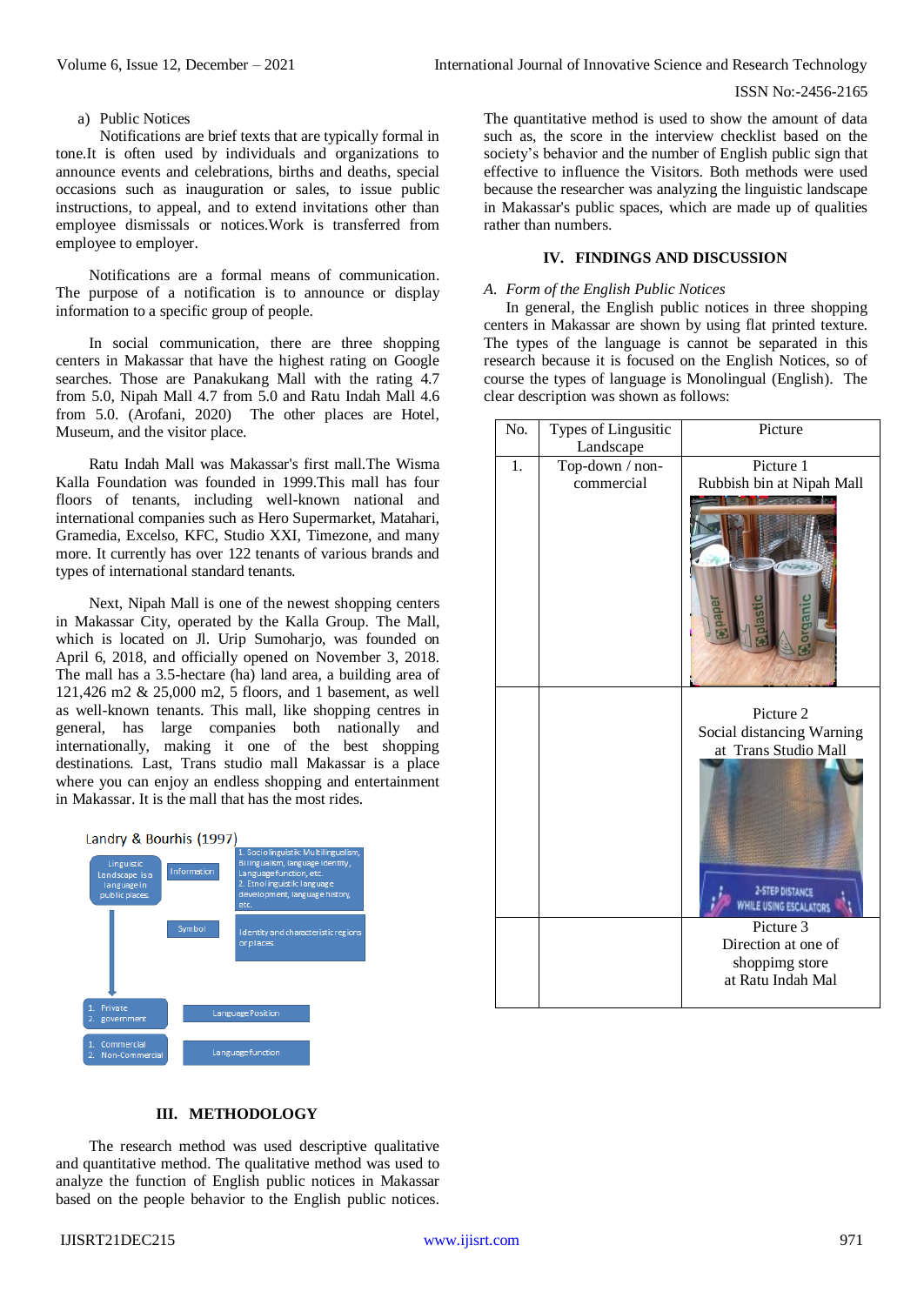a) Public Notices

Notifications are brief texts that are typically formal in tone.It is often used by individuals and organizations to announce events and celebrations, births and deaths, special occasions such as inauguration or sales, to issue public instructions, to appeal, and to extend invitations other than employee dismissals or notices.Work is transferred from employee to employer.

Notifications are a formal means of communication. The purpose of a notification is to announce or display information to a specific group of people.

In social communication, there are three shopping centers in Makassar that have the highest rating on Google searches. Those are Panakukang Mall with the rating 4.7 from 5.0, Nipah Mall 4.7 from 5.0 and Ratu Indah Mall 4.6 from 5.0. (Arofani, 2020) The other places are Hotel, Museum, and the visitor place.

Ratu Indah Mall was Makassar's first mall.The Wisma Kalla Foundation was founded in 1999.This mall has four floors of tenants, including well-known national and international companies such as Hero Supermarket, Matahari, Gramedia, Excelso, KFC, Studio XXI, Timezone, and many more. It currently has over 122 tenants of various brands and types of international standard tenants.

Next, Nipah Mall is one of the newest shopping centers in Makassar City, operated by the Kalla Group. The Mall, which is located on Jl. Urip Sumoharjo, was founded on April 6, 2018, and officially opened on November 3, 2018. The mall has a 3.5-hectare (ha) land area, a building area of 121,426 m2 & 25,000 m2, 5 floors, and 1 basement, as well as well-known tenants. This mall, like shopping centres in general, has large companies both nationally and internationally, making it one of the best shopping destinations. Last, Trans studio mall Makassar is a place where you can enjoy an endless shopping and entertainment in Makassar. It is the mall that has the most rides.

Landry & Bourhis (1997)

- Linguistic Landscape is a language in public places
  - Information
    - 1. Sociolinguistic: Multilingualism, Bilingualism, language identity, Language function, etc.
    - 2. Etnolinguistic: language development, language history, etc.
  - Symbol
    - Identity and characteristic regions or places
- 1. Private 2. government — Language Position
- 1. Commercial 2. Non-Commercial — Language function

## III. METHODOLOGY

The research method was used descriptive qualitative and quantitative method. The qualitative method was used to analyze the function of English public notices in Makassar based on the people behavior to the English public notices. The quantitative method is used to show the amount of data such as, the score in the interview checklist based on the society's behavior and the number of English public sign that effective to influence the Visitors. Both methods were used because the researcher was analyzing the linguistic landscape in Makassar's public spaces, which are made up of qualities rather than numbers.

## IV. FINDINGS AND DISCUSSION

*A. Form of the English Public Notices*

In general, the English public notices in three shopping centers in Makassar are shown by using flat printed texture. The types of the language is cannot be separated in this research because it is focused on the English Notices, so of course the types of language is Monolingual (English). The clear description was shown as follows:

| No. | Types of Lingusitic Landscape | Picture |
|---|---|---|
| 1. | Top-down / non-commercial | Picture 1<br>Rubbish bin at Nipah Mall |
| | | Picture 2<br>Social distancing Warning at Trans Studio Mall |
| | | Picture 3<br>Direction at one of shoppimg store at Ratu Indah Mal |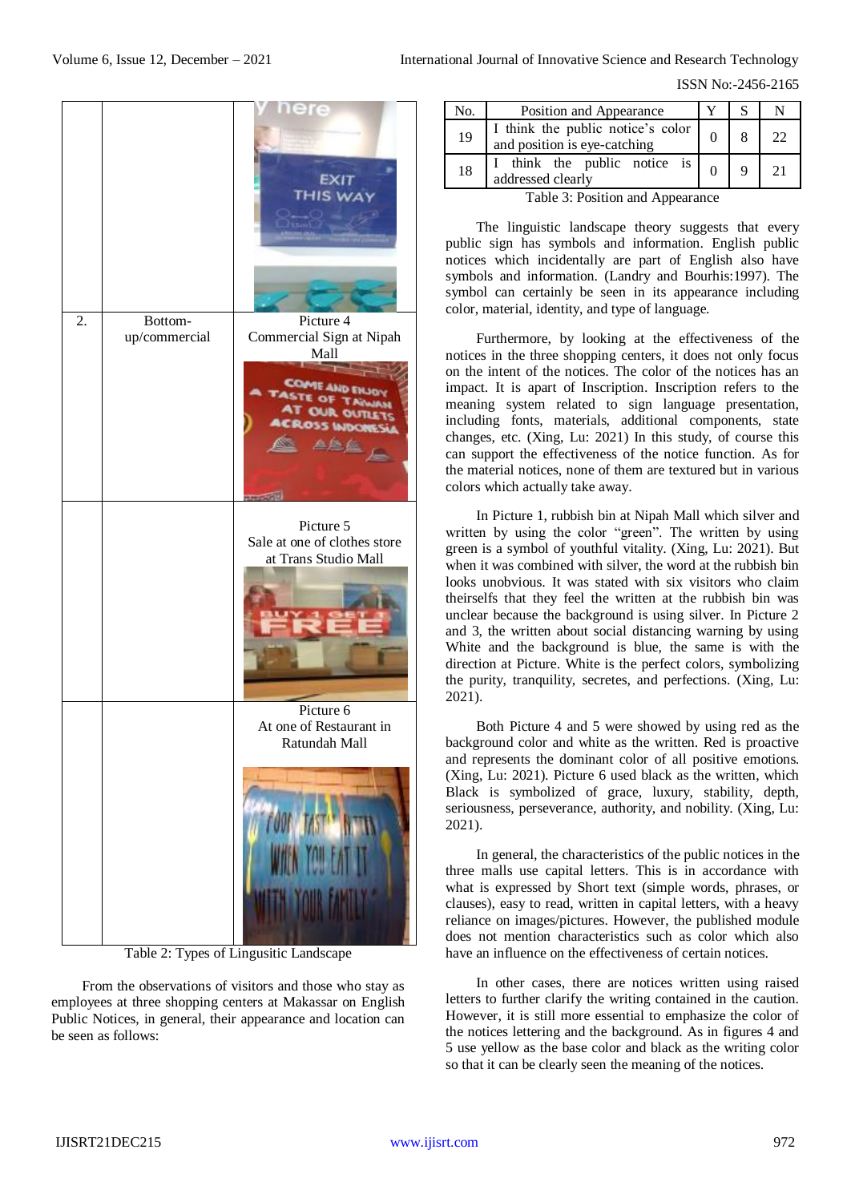| | | |
|---|---|---|
| | | |
| 2. | Bottom-up/commercial | Picture 4 Commercial Sign at Nipah Mall |
| | | Picture 5 Sale at one of clothes store at Trans Studio Mall |
| | | Picture 6 At one of Restaurant in Ratundah Mall |

Table 2: Types of Lingusitic Landscape

From the observations of visitors and those who stay as employees at three shopping centers at Makassar on English Public Notices, in general, their appearance and location can be seen as follows:

| No. | Position and Appearance | Y | S | N |
|---|---|---|---|---|
| 19 | I think the public notice's color and position is eye-catching | 0 | 8 | 22 |
| 18 | I think the public notice is addressed clearly | 0 | 9 | 21 |

Table 3: Position and Appearance

The linguistic landscape theory suggests that every public sign has symbols and information. English public notices which incidentally are part of English also have symbols and information. (Landry and Bourhis:1997). The symbol can certainly be seen in its appearance including color, material, identity, and type of language.

Furthermore, by looking at the effectiveness of the notices in the three shopping centers, it does not only focus on the intent of the notices. The color of the notices has an impact. It is apart of Inscription. Inscription refers to the meaning system related to sign language presentation, including fonts, materials, additional components, state changes, etc. (Xing, Lu: 2021) In this study, of course this can support the effectiveness of the notice function. As for the material notices, none of them are textured but in various colors which actually take away.

In Picture 1, rubbish bin at Nipah Mall which silver and written by using the color "green". The written by using green is a symbol of youthful vitality. (Xing, Lu: 2021). But when it was combined with silver, the word at the rubbish bin looks unobvious. It was stated with six visitors who claim theirselfs that they feel the written at the rubbish bin was unclear because the background is using silver. In Picture 2 and 3, the written about social distancing warning by using White and the background is blue, the same is with the direction at Picture. White is the perfect colors, symbolizing the purity, tranquility, secretes, and perfections. (Xing, Lu: 2021).

Both Picture 4 and 5 were showed by using red as the background color and white as the written. Red is proactive and represents the dominant color of all positive emotions. (Xing, Lu: 2021). Picture 6 used black as the written, which Black is symbolized of grace, luxury, stability, depth, seriousness, perseverance, authority, and nobility. (Xing, Lu: 2021).

In general, the characteristics of the public notices in the three malls use capital letters. This is in accordance with what is expressed by Short text (simple words, phrases, or clauses), easy to read, written in capital letters, with a heavy reliance on images/pictures. However, the published module does not mention characteristics such as color which also have an influence on the effectiveness of certain notices.

In other cases, there are notices written using raised letters to further clarify the writing contained in the caution. However, it is still more essential to emphasize the color of the notices lettering and the background. As in figures 4 and 5 use yellow as the base color and black as the writing color so that it can be clearly seen the meaning of the notices.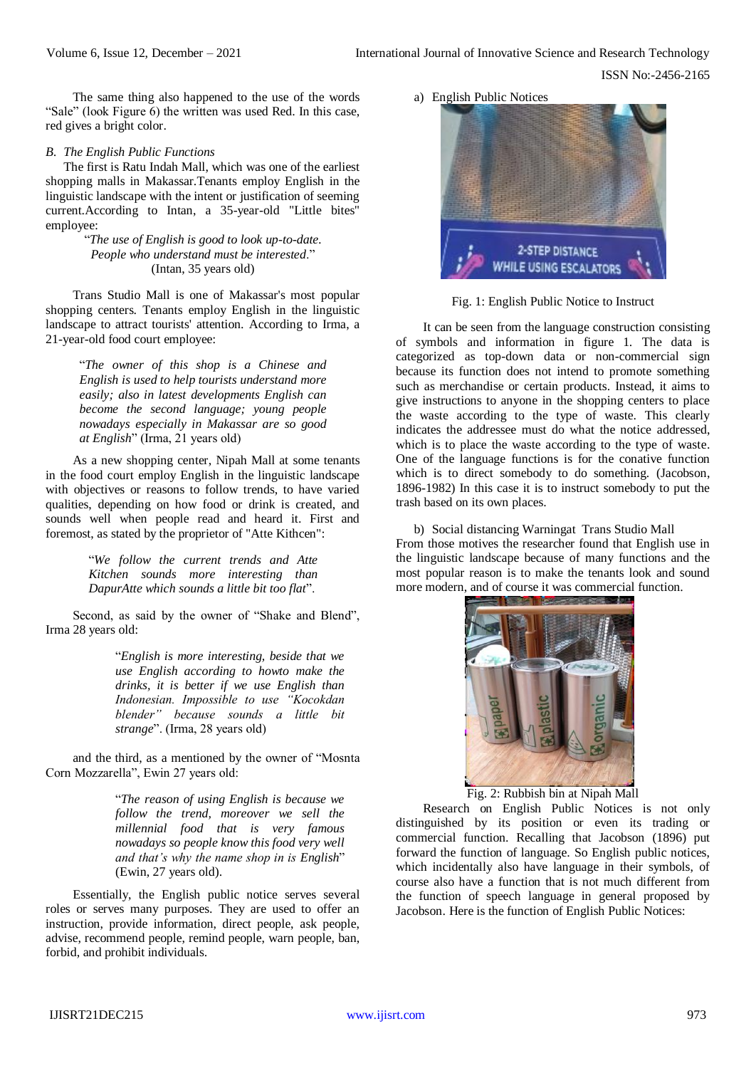The same thing also happened to the use of the words "Sale" (look Figure 6) the written was used Red. In this case, red gives a bright color.

### *B. The English Public Functions*

The first is Ratu Indah Mall, which was one of the earliest shopping malls in Makassar.Tenants employ English in the linguistic landscape with the intent or justification of seeming current.According to Intan, a 35-year-old "Little bites" employee:

> "*The use of English is good to look up-to-date. People who understand must be interested*."
> (Intan, 35 years old)

Trans Studio Mall is one of Makassar's most popular shopping centers. Tenants employ English in the linguistic landscape to attract tourists' attention. According to Irma, a 21-year-old food court employee:

> "*The owner of this shop is a Chinese and English is used to help tourists understand more easily; also in latest developments English can become the second language; young people nowadays especially in Makassar are so good at English*" (Irma, 21 years old)

As a new shopping center, Nipah Mall at some tenants in the food court employ English in the linguistic landscape with objectives or reasons to follow trends, to have varied qualities, depending on how food or drink is created, and sounds well when people read and heard it. First and foremost, as stated by the proprietor of "Atte Kithcen":

> "*We follow the current trends and Atte Kitchen sounds more interesting than DapurAtte which sounds a little bit too flat*".

Second, as said by the owner of "Shake and Blend", Irma 28 years old:

> "*English is more interesting, beside that we use English according to howto make the drinks, it is better if we use English than Indonesian. Impossible to use "Kocokdan blender" because sounds a little bit strange*". (Irma, 28 years old)

and the third, as a mentioned by the owner of "Mosnta Corn Mozzarella", Ewin 27 years old:

> "*The reason of using English is because we follow the trend, moreover we sell the millennial food that is very famous nowadays so people know this food very well and that's why the name shop in is English*" (Ewin, 27 years old).

Essentially, the English public notice serves several roles or serves many purposes. They are used to offer an instruction, provide information, direct people, ask people, advise, recommend people, remind people, warn people, ban, forbid, and prohibit individuals.

a) English Public Notices

Fig. 1: English Public Notice to Instruct

It can be seen from the language construction consisting of symbols and information in figure 1. The data is categorized as top-down data or non-commercial sign because its function does not intend to promote something such as merchandise or certain products. Instead, it aims to give instructions to anyone in the shopping centers to place the waste according to the type of waste. This clearly indicates the addressee must do what the notice addressed, which is to place the waste according to the type of waste. One of the language functions is for the conative function which is to direct somebody to do something. (Jacobson, 1896-1982) In this case it is to instruct somebody to put the trash based on its own places.

b) Social distancing Warningat Trans Studio Mall

From those motives the researcher found that English use in the linguistic landscape because of many functions and the most popular reason is to make the tenants look and sound more modern, and of course it was commercial function.

Fig. 2: Rubbish bin at Nipah Mall

Research on English Public Notices is not only distinguished by its position or even its trading or commercial function. Recalling that Jacobson (1896) put forward the function of language. So English public notices, which incidentally also have language in their symbols, of course also have a function that is not much different from the function of speech language in general proposed by Jacobson. Here is the function of English Public Notices: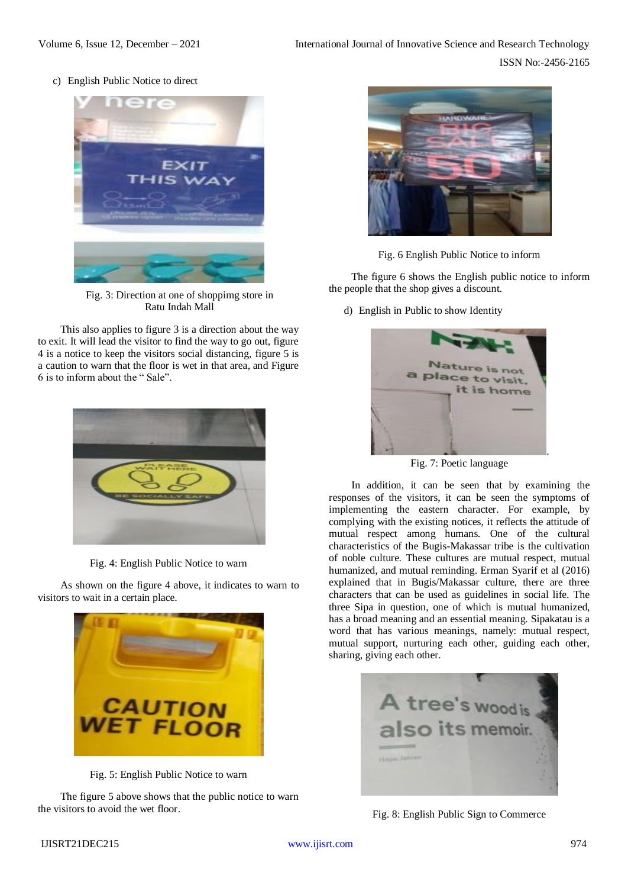c) English Public Notice to direct

Fig. 3: Direction at one of shoppimg store in Ratu Indah Mall

This also applies to figure 3 is a direction about the way to exit. It will lead the visitor to find the way to go out, figure 4 is a notice to keep the visitors social distancing, figure 5 is a caution to warn that the floor is wet in that area, and Figure 6 is to inform about the " Sale".

Fig. 4: English Public Notice to warn

As shown on the figure 4 above, it indicates to warn to visitors to wait in a certain place.

Fig. 5: English Public Notice to warn

The figure 5 above shows that the public notice to warn the visitors to avoid the wet floor.

Fig. 6 English Public Notice to inform

The figure 6 shows the English public notice to inform the people that the shop gives a discount.

d) English in Public to show Identity

Fig. 7: Poetic language

In addition, it can be seen that by examining the responses of the visitors, it can be seen the symptoms of implementing the eastern character. For example, by complying with the existing notices, it reflects the attitude of mutual respect among humans. One of the cultural characteristics of the Bugis-Makassar tribe is the cultivation of noble culture. These cultures are mutual respect, mutual humanized, and mutual reminding. Erman Syarif et al (2016) explained that in Bugis/Makassar culture, there are three characters that can be used as guidelines in social life. The three Sipa in question, one of which is mutual humanized, has a broad meaning and an essential meaning. Sipakatau is a word that has various meanings, namely: mutual respect, mutual support, nurturing each other, guiding each other, sharing, giving each other.

Fig. 8: English Public Sign to Commerce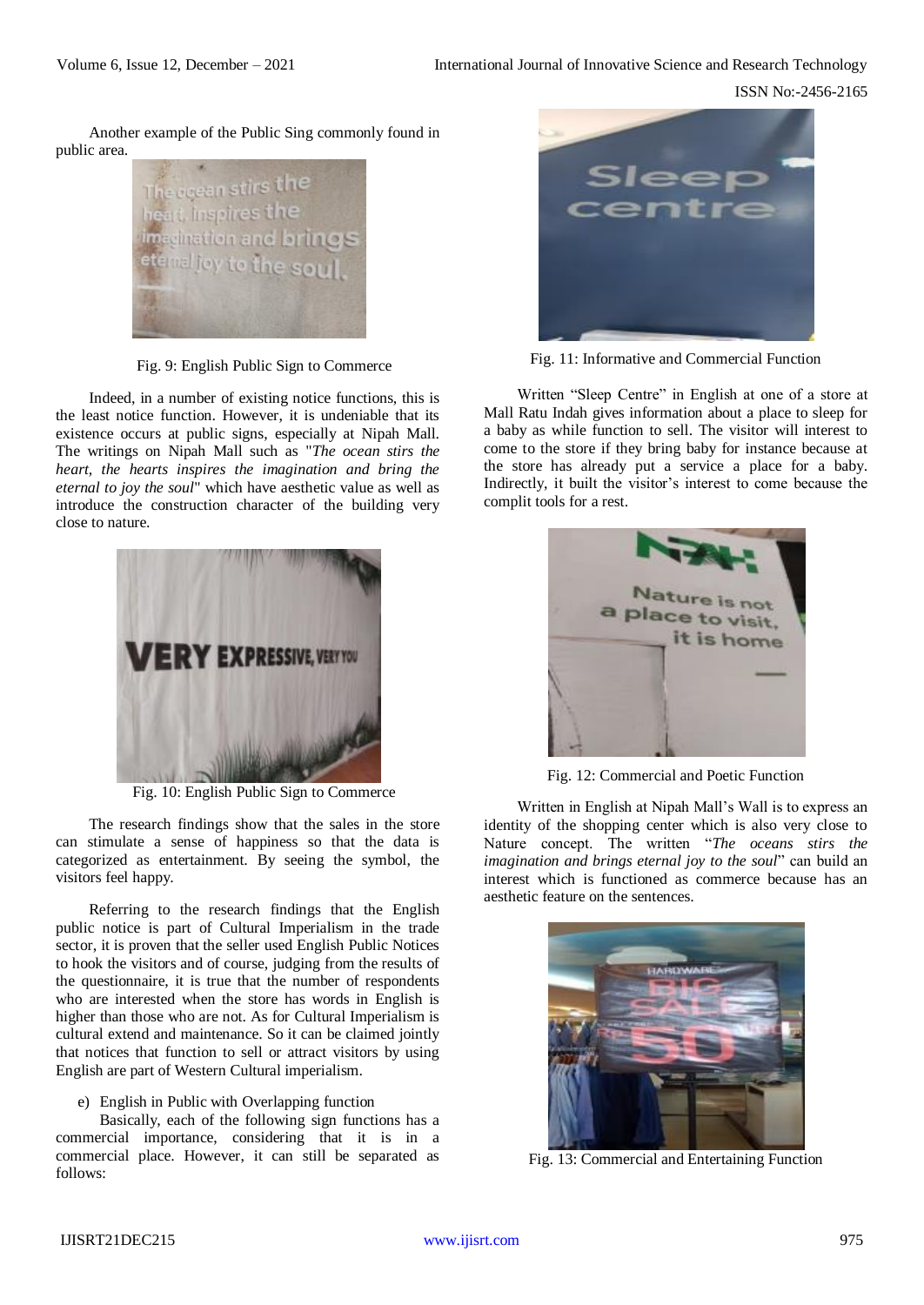Another example of the Public Sing commonly found in public area.

Fig. 9: English Public Sign to Commerce

Indeed, in a number of existing notice functions, this is the least notice function. However, it is undeniable that its existence occurs at public signs, especially at Nipah Mall. The writings on Nipah Mall such as "*The ocean stirs the heart, the hearts inspires the imagination and bring the eternal to joy the soul*" which have aesthetic value as well as introduce the construction character of the building very close to nature.

Fig. 10: English Public Sign to Commerce

The research findings show that the sales in the store can stimulate a sense of happiness so that the data is categorized as entertainment. By seeing the symbol, the visitors feel happy.

Referring to the research findings that the English public notice is part of Cultural Imperialism in the trade sector, it is proven that the seller used English Public Notices to hook the visitors and of course, judging from the results of the questionnaire, it is true that the number of respondents who are interested when the store has words in English is higher than those who are not. As for Cultural Imperialism is cultural extend and maintenance. So it can be claimed jointly that notices that function to sell or attract visitors by using English are part of Western Cultural imperialism.

e) English in Public with Overlapping function

Basically, each of the following sign functions has a commercial importance, considering that it is in a commercial place. However, it can still be separated as follows:

Fig. 11: Informative and Commercial Function

Written "Sleep Centre" in English at one of a store at Mall Ratu Indah gives information about a place to sleep for a baby as while function to sell. The visitor will interest to come to the store if they bring baby for instance because at the store has already put a service a place for a baby. Indirectly, it built the visitor's interest to come because the complit tools for a rest.

Fig. 12: Commercial and Poetic Function

Written in English at Nipah Mall's Wall is to express an identity of the shopping center which is also very close to Nature concept. The written "*The oceans stirs the imagination and brings eternal joy to the soul*" can build an interest which is functioned as commerce because has an aesthetic feature on the sentences.

Fig. 13: Commercial and Entertaining Function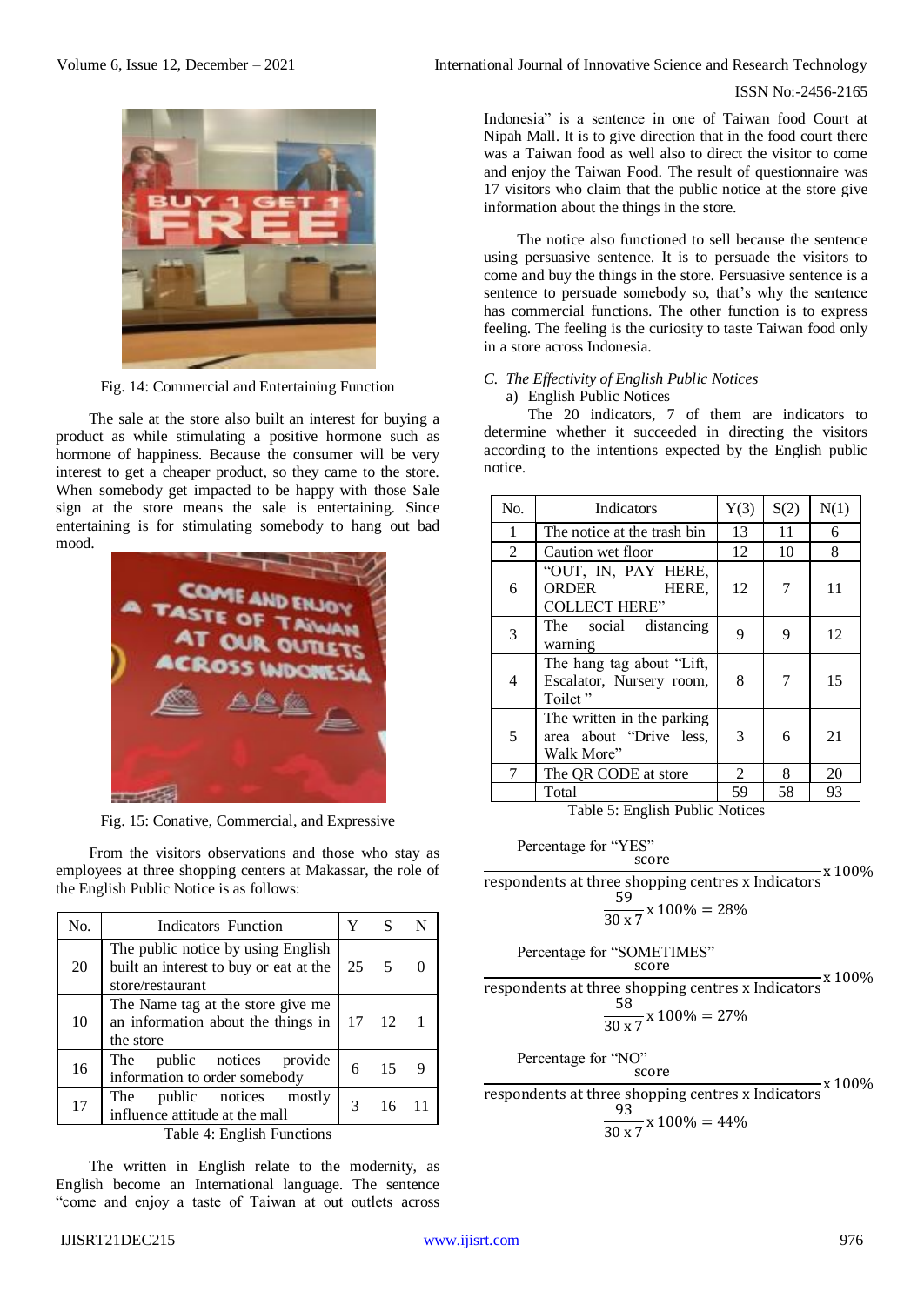Fig. 14: Commercial and Entertaining Function

The sale at the store also built an interest for buying a product as while stimulating a positive hormone such as hormone of happiness. Because the consumer will be very interest to get a cheaper product, so they came to the store. When somebody get impacted to be happy with those Sale sign at the store means the sale is entertaining. Since entertaining is for stimulating somebody to hang out bad mood.

Fig. 15: Conative, Commercial, and Expressive

From the visitors observations and those who stay as employees at three shopping centers at Makassar, the role of the English Public Notice is as follows:

| No. | Indicators Function | Y | S | N |
|---|---|---|---|---|
| 20 | The public notice by using English built an interest to buy or eat at the store/restaurant | 25 | 5 | 0 |
| 10 | The Name tag at the store give me an information about the things in the store | 17 | 12 | 1 |
| 16 | The public notices provide information to order somebody | 6 | 15 | 9 |
| 17 | The public notices mostly influence attitude at the mall | 3 | 16 | 11 |

Table 4: English Functions

The written in English relate to the modernity, as English become an International language. The sentence "come and enjoy a taste of Taiwan at out outlets across Indonesia" is a sentence in one of Taiwan food Court at Nipah Mall. It is to give direction that in the food court there was a Taiwan food as well also to direct the visitor to come and enjoy the Taiwan Food. The result of questionnaire was 17 visitors who claim that the public notice at the store give information about the things in the store.

The notice also functioned to sell because the sentence using persuasive sentence. It is to persuade the visitors to come and buy the things in the store. Persuasive sentence is a sentence to persuade somebody so, that's why the sentence has commercial functions. The other function is to express feeling. The feeling is the curiosity to taste Taiwan food only in a store across Indonesia.

### *C. The Effectivity of English Public Notices*

a) English Public Notices

The 20 indicators, 7 of them are indicators to determine whether it succeeded in directing the visitors according to the intentions expected by the English public notice.

| No. | Indicators | Y(3) | S(2) | N(1) |
|---|---|---|---|---|
| 1 | The notice at the trash bin | 13 | 11 | 6 |
| 2 | Caution wet floor | 12 | 10 | 8 |
| 6 | "OUT, IN, PAY HERE, ORDER HERE, COLLECT HERE" | 12 | 7 | 11 |
| 3 | The social distancing warning | 9 | 9 | 12 |
| 4 | The hang tag about "Lift, Escalator, Nursery room, Toilet " | 8 | 7 | 15 |
| 5 | The written in the parking area about "Drive less, Walk More" | 3 | 6 | 21 |
| 7 | The QR CODE at store | 2 | 8 | 20 |
| | Total | 59 | 58 | 93 |

Table 5: English Public Notices

Percentage for "YES"

$$\frac{\text{score}}{\text{respondents at three shopping centres x Indicators}} \text{x } 100\%$$

$$\frac{59}{30 \text{ x } 7} \text{x } 100\% = 28\%$$

Percentage for "SOMETIMES"

$$\frac{\text{score}}{\text{respondents at three shopping centres x Indicators}} \text{x } 100\%$$

$$\frac{58}{30 \text{ x } 7} \text{x } 100\% = 27\%$$

Percentage for "NO"

$$\frac{\text{score}}{\text{respondents at three shopping centres x Indicators}} \text{x } 100\%$$

$$\frac{93}{30 \text{ x } 7} \text{x } 100\% = 44\%$$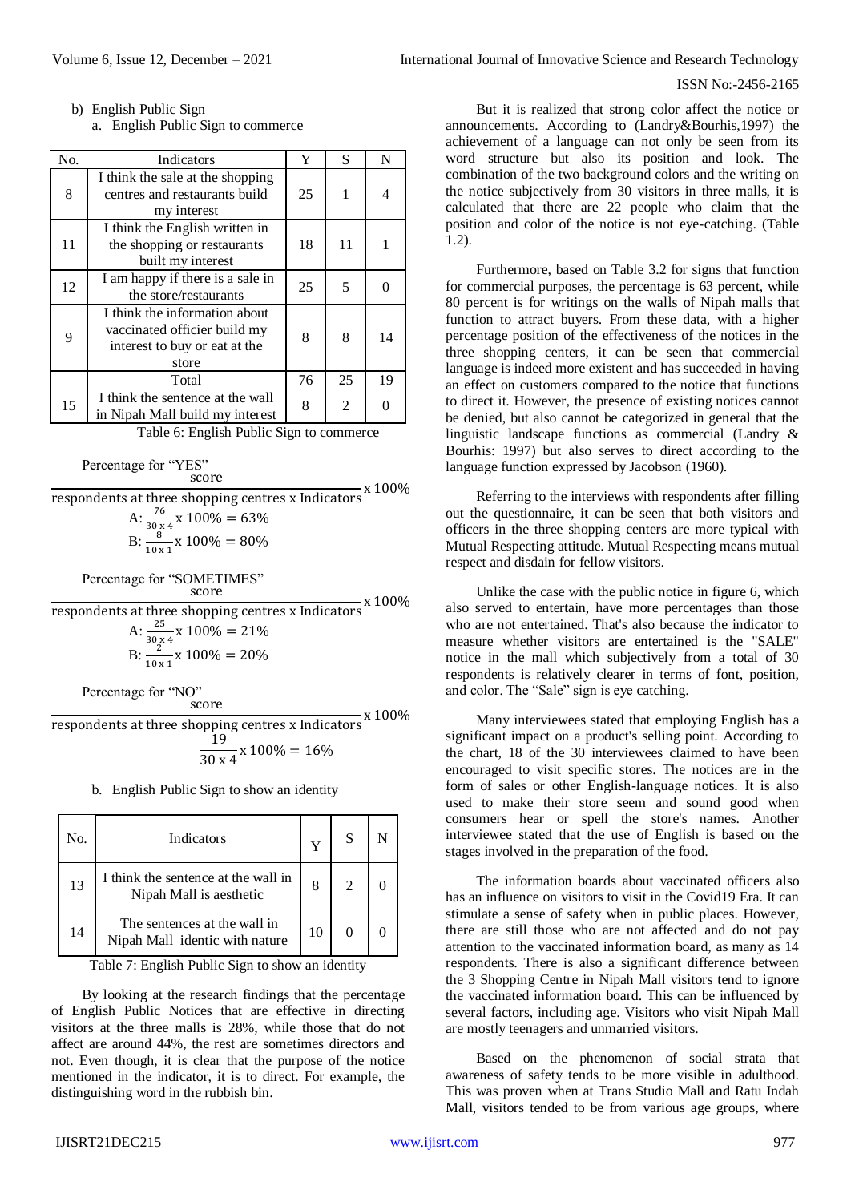b) English Public Sign

a. English Public Sign to commerce

| No. | Indicators | Y | S | N |
|---|---|---|---|---|
| 8 | I think the sale at the shopping centres and restaurants build my interest | 25 | 1 | 4 |
| 11 | I think the English written in the shopping or restaurants built my interest | 18 | 11 | 1 |
| 12 | I am happy if there is a sale in the store/restaurants | 25 | 5 | 0 |
| 9 | I think the information about vaccinated officier build my interest to buy or eat at the store | 8 | 8 | 14 |
| | Total | 76 | 25 | 19 |
| 15 | I think the sentence at the wall in Nipah Mall build my interest | 8 | 2 | 0 |

Table 6: English Public Sign to commerce

Percentage for "YES"

$$\frac{\text{score}}{\text{respondents at three shopping centres x Indicators}} \text{x } 100\%$$

$$\text{A: } \frac{76}{30 \text{ x } 4} \text{x } 100\% = 63\%$$

$$\text{B: } \frac{8}{10 \text{ x } 1} \text{x } 100\% = 80\%$$

Percentage for "SOMETIMES"

$$\frac{\text{score}}{\text{respondents at three shopping centres x Indicators}} \text{x } 100\%$$

$$\text{A: } \frac{25}{30 \text{ x } 4} \text{x } 100\% = 21\%$$

$$\text{B: } \frac{2}{10 \text{ x } 1} \text{x } 100\% = 20\%$$

Percentage for "NO"

$$\frac{\text{score}}{\text{respondents at three shopping centres x Indicators}} \text{x } 100\%$$

$$\frac{19}{30 \text{ x } 4} \text{x } 100\% = 16\%$$

b. English Public Sign to show an identity

| No. | Indicators | Y | S | N |
|---|---|---|---|---|
| 13 | I think the sentence at the wall in Nipah Mall is aesthetic | 8 | 2 | 0 |
| 14 | The sentences at the wall in Nipah Mall identic with nature | 10 | 0 | 0 |

Table 7: English Public Sign to show an identity

By looking at the research findings that the percentage of English Public Notices that are effective in directing visitors at the three malls is 28%, while those that do not affect are around 44%, the rest are sometimes directors and not. Even though, it is clear that the purpose of the notice mentioned in the indicator, it is to direct. For example, the distinguishing word in the rubbish bin.

But it is realized that strong color affect the notice or announcements. According to (Landry&Bourhis,1997) the achievement of a language can not only be seen from its word structure but also its position and look. The combination of the two background colors and the writing on the notice subjectively from 30 visitors in three malls, it is calculated that there are 22 people who claim that the position and color of the notice is not eye-catching. (Table 1.2).

Furthermore, based on Table 3.2 for signs that function for commercial purposes, the percentage is 63 percent, while 80 percent is for writings on the walls of Nipah malls that function to attract buyers. From these data, with a higher percentage position of the effectiveness of the notices in the three shopping centers, it can be seen that commercial language is indeed more existent and has succeeded in having an effect on customers compared to the notice that functions to direct it. However, the presence of existing notices cannot be denied, but also cannot be categorized in general that the linguistic landscape functions as commercial (Landry & Bourhis: 1997) but also serves to direct according to the language function expressed by Jacobson (1960).

Referring to the interviews with respondents after filling out the questionnaire, it can be seen that both visitors and officers in the three shopping centers are more typical with Mutual Respecting attitude. Mutual Respecting means mutual respect and disdain for fellow visitors.

Unlike the case with the public notice in figure 6, which also served to entertain, have more percentages than those who are not entertained. That's also because the indicator to measure whether visitors are entertained is the "SALE" notice in the mall which subjectively from a total of 30 respondents is relatively clearer in terms of font, position, and color. The "Sale" sign is eye catching.

Many interviewees stated that employing English has a significant impact on a product's selling point. According to the chart, 18 of the 30 interviewees claimed to have been encouraged to visit specific stores. The notices are in the form of sales or other English-language notices. It is also used to make their store seem and sound good when consumers hear or spell the store's names. Another interviewee stated that the use of English is based on the stages involved in the preparation of the food.

The information boards about vaccinated officers also has an influence on visitors to visit in the Covid19 Era. It can stimulate a sense of safety when in public places. However, there are still those who are not affected and do not pay attention to the vaccinated information board, as many as 14 respondents. There is also a significant difference between the 3 Shopping Centre in Nipah Mall visitors tend to ignore the vaccinated information board. This can be influenced by several factors, including age. Visitors who visit Nipah Mall are mostly teenagers and unmarried visitors.

Based on the phenomenon of social strata that awareness of safety tends to be more visible in adulthood. This was proven when at Trans Studio Mall and Ratu Indah Mall, visitors tended to be from various age groups, where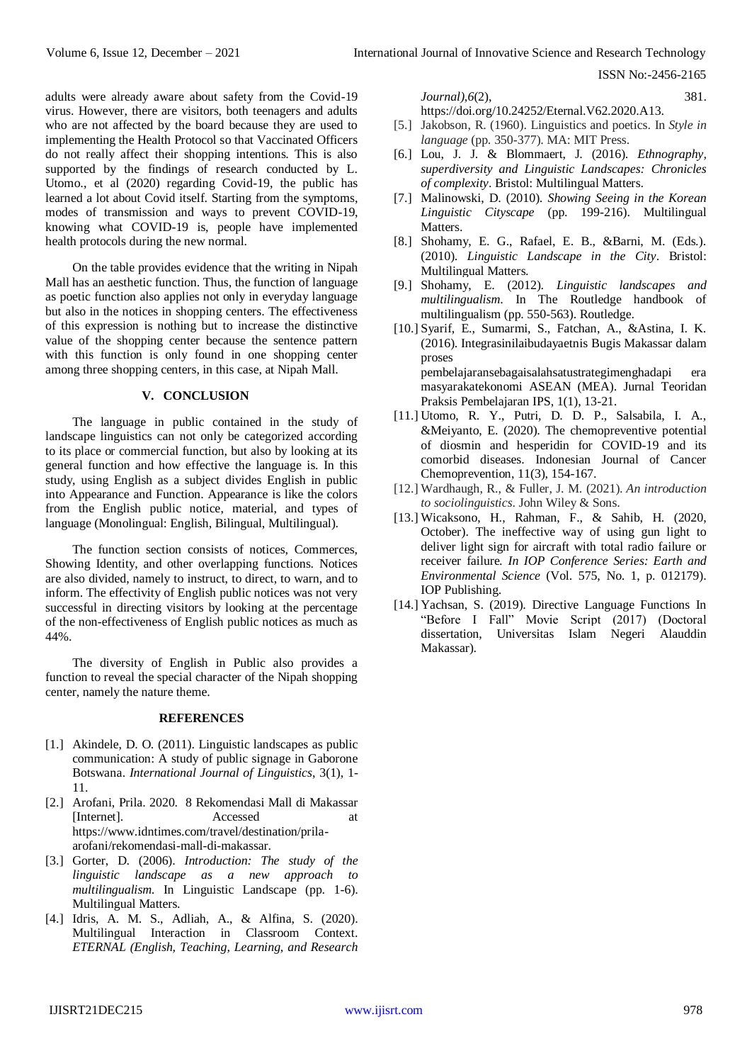adults were already aware about safety from the Covid-19 virus. However, there are visitors, both teenagers and adults who are not affected by the board because they are used to implementing the Health Protocol so that Vaccinated Officers do not really affect their shopping intentions. This is also supported by the findings of research conducted by L. Utomo., et al (2020) regarding Covid-19, the public has learned a lot about Covid itself. Starting from the symptoms, modes of transmission and ways to prevent COVID-19, knowing what COVID-19 is, people have implemented health protocols during the new normal.

On the table provides evidence that the writing in Nipah Mall has an aesthetic function. Thus, the function of language as poetic function also applies not only in everyday language but also in the notices in shopping centers. The effectiveness of this expression is nothing but to increase the distinctive value of the shopping center because the sentence pattern with this function is only found in one shopping center among three shopping centers, in this case, at Nipah Mall.

## V. CONCLUSION

The language in public contained in the study of landscape linguistics can not only be categorized according to its place or commercial function, but also by looking at its general function and how effective the language is. In this study, using English as a subject divides English in public into Appearance and Function. Appearance is like the colors from the English public notice, material, and types of language (Monolingual: English, Bilingual, Multilingual).

The function section consists of notices, Commerces, Showing Identity, and other overlapping functions. Notices are also divided, namely to instruct, to direct, to warn, and to inform. The effectivity of English public notices was not very successful in directing visitors by looking at the percentage of the non-effectiveness of English public notices as much as 44%.

The diversity of English in Public also provides a function to reveal the special character of the Nipah shopping center, namely the nature theme.

## REFERENCES

- [1.] Akindele, D. O. (2011). Linguistic landscapes as public communication: A study of public signage in Gaborone Botswana. *International Journal of Linguistics*, 3(1), 1-11.
- [2.] Arofani, Prila. 2020. 8 Rekomendasi Mall di Makassar [Internet]. Accessed at https://www.idntimes.com/travel/destination/prila-arofani/rekomendasi-mall-di-makassar.
- [3.] Gorter, D. (2006). *Introduction: The study of the linguistic landscape as a new approach to multilingualism*. In Linguistic Landscape (pp. 1-6). Multilingual Matters.
- [4.] Idris, A. M. S., Adliah, A., & Alfina, S. (2020). Multilingual Interaction in Classroom Context. *ETERNAL (English, Teaching, Learning, and Research Journal),6*(2), 381. https://doi.org/10.24252/Eternal.V62.2020.A13.
- [5.] Jakobson, R. (1960). Linguistics and poetics. In *Style in language* (pp. 350-377). MA: MIT Press.
- [6.] Lou, J. J. & Blommaert, J. (2016). *Ethnography, superdiversity and Linguistic Landscapes: Chronicles of complexity*. Bristol: Multilingual Matters.
- [7.] Malinowski, D. (2010). *Showing Seeing in the Korean Linguistic Cityscape* (pp. 199-216). Multilingual Matters.
- [8.] Shohamy, E. G., Rafael, E. B., &Barni, M. (Eds.). (2010). *Linguistic Landscape in the City*. Bristol: Multilingual Matters.
- [9.] Shohamy, E. (2012). *Linguistic landscapes and multilingualism*. In The Routledge handbook of multilingualism (pp. 550-563). Routledge.
- [10.] Syarif, E., Sumarmi, S., Fatchan, A., &Astina, I. K. (2016). Integrasinilaibudayaetnis Bugis Makassar dalam proses pembelajaransebagaisalahsatustrategimenghadapi era masyarakatekonomi ASEAN (MEA). Jurnal Teoridan Praksis Pembelajaran IPS, 1(1), 13-21.
- [11.] Utomo, R. Y., Putri, D. D. P., Salsabila, I. A., &Meiyanto, E. (2020). The chemopreventive potential of diosmin and hesperidin for COVID-19 and its comorbid diseases. Indonesian Journal of Cancer Chemoprevention, 11(3), 154-167.
- [12.] Wardhaugh, R., & Fuller, J. M. (2021). *An introduction to sociolinguistics*. John Wiley & Sons.
- [13.] Wicaksono, H., Rahman, F., & Sahib, H. (2020, October). The ineffective way of using gun light to deliver light sign for aircraft with total radio failure or receiver failure. *In IOP Conference Series: Earth and Environmental Science* (Vol. 575, No. 1, p. 012179). IOP Publishing.
- [14.] Yachsan, S. (2019). Directive Language Functions In "Before I Fall" Movie Script (2017) (Doctoral dissertation, Universitas Islam Negeri Alauddin Makassar).